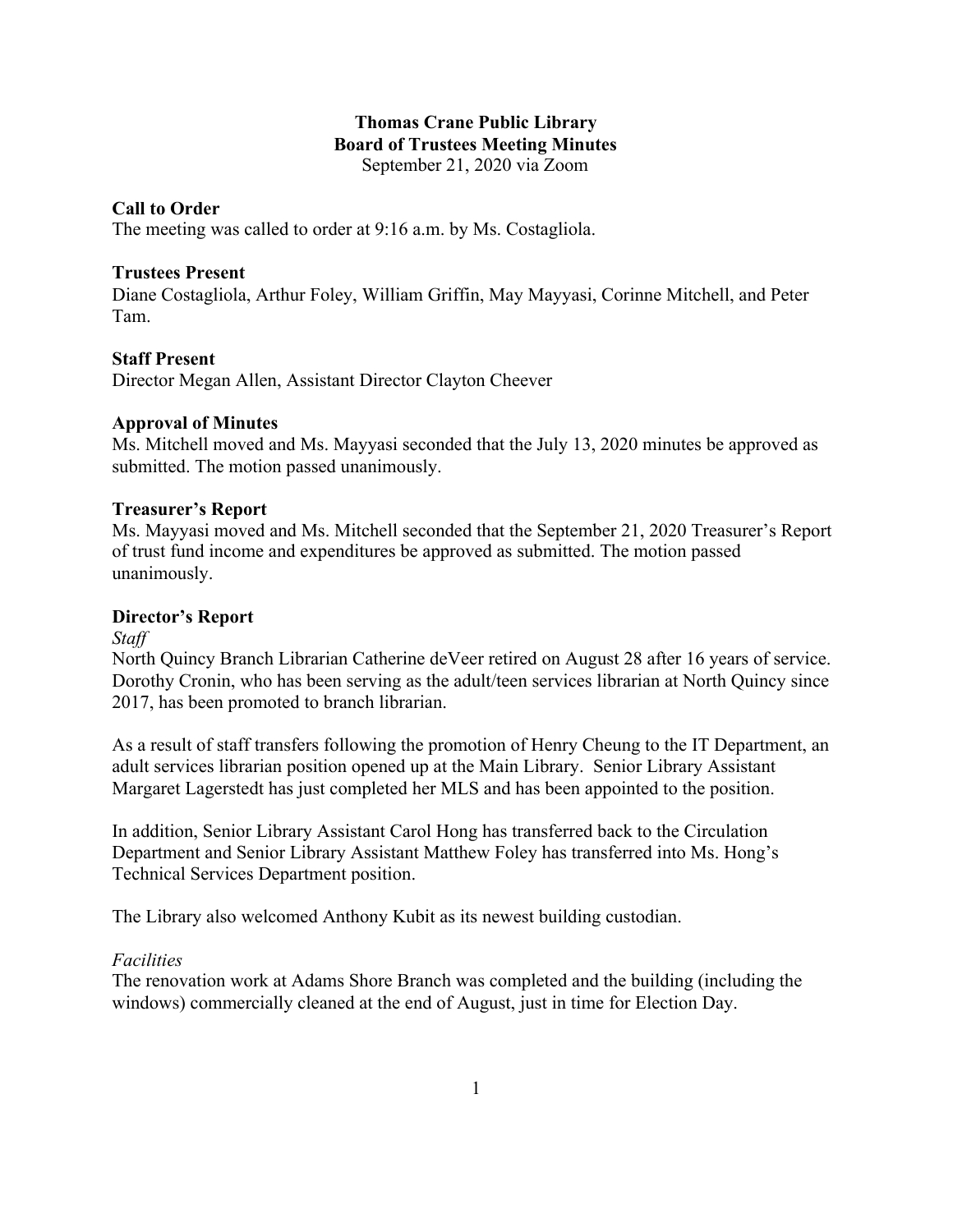# Thomas Crane Public Library
# Board of Trustees Meeting Minutes

September 21, 2020 via Zoom

## Call to Order

The meeting was called to order at 9:16 a.m. by Ms. Costagliola.

## Trustees Present

Diane Costagliola, Arthur Foley, William Griffin, May Mayyasi, Corinne Mitchell, and Peter Tam.

## Staff Present

Director Megan Allen, Assistant Director Clayton Cheever

## Approval of Minutes

Ms. Mitchell moved and Ms. Mayyasi seconded that the July 13, 2020 minutes be approved as submitted. The motion passed unanimously.

## Treasurer's Report

Ms. Mayyasi moved and Ms. Mitchell seconded that the September 21, 2020 Treasurer's Report of trust fund income and expenditures be approved as submitted. The motion passed unanimously.

## Director's Report

*Staff*

North Quincy Branch Librarian Catherine deVeer retired on August 28 after 16 years of service. Dorothy Cronin, who has been serving as the adult/teen services librarian at North Quincy since 2017, has been promoted to branch librarian.

As a result of staff transfers following the promotion of Henry Cheung to the IT Department, an adult services librarian position opened up at the Main Library. Senior Library Assistant Margaret Lagerstedt has just completed her MLS and has been appointed to the position.

In addition, Senior Library Assistant Carol Hong has transferred back to the Circulation Department and Senior Library Assistant Matthew Foley has transferred into Ms. Hong's Technical Services Department position.

The Library also welcomed Anthony Kubit as its newest building custodian.

*Facilities*

The renovation work at Adams Shore Branch was completed and the building (including the windows) commercially cleaned at the end of August, just in time for Election Day.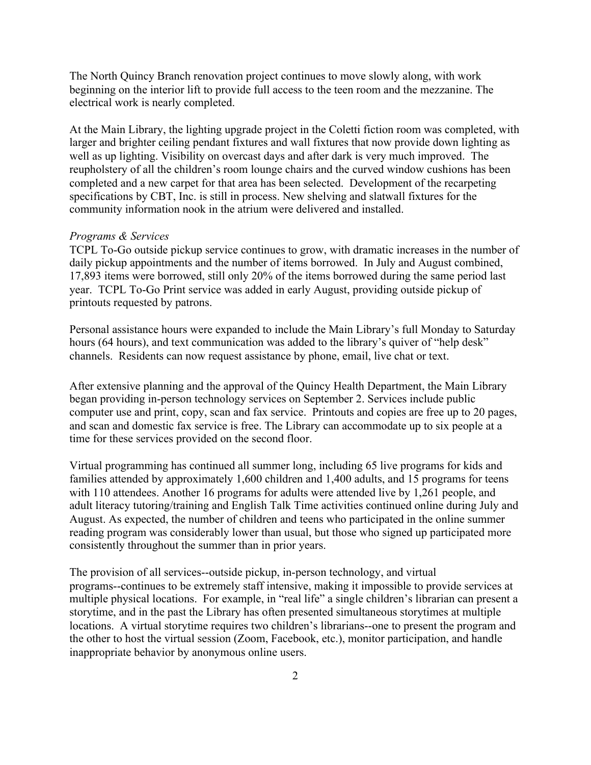The North Quincy Branch renovation project continues to move slowly along, with work beginning on the interior lift to provide full access to the teen room and the mezzanine. The electrical work is nearly completed.

At the Main Library, the lighting upgrade project in the Coletti fiction room was completed, with larger and brighter ceiling pendant fixtures and wall fixtures that now provide down lighting as well as up lighting. Visibility on overcast days and after dark is very much improved. The reupholstery of all the children's room lounge chairs and the curved window cushions has been completed and a new carpet for that area has been selected. Development of the recarpeting specifications by CBT, Inc. is still in process. New shelving and slatwall fixtures for the community information nook in the atrium were delivered and installed.

*Programs & Services*

TCPL To-Go outside pickup service continues to grow, with dramatic increases in the number of daily pickup appointments and the number of items borrowed. In July and August combined, 17,893 items were borrowed, still only 20% of the items borrowed during the same period last year. TCPL To-Go Print service was added in early August, providing outside pickup of printouts requested by patrons.

Personal assistance hours were expanded to include the Main Library's full Monday to Saturday hours (64 hours), and text communication was added to the library's quiver of "help desk" channels. Residents can now request assistance by phone, email, live chat or text.

After extensive planning and the approval of the Quincy Health Department, the Main Library began providing in-person technology services on September 2. Services include public computer use and print, copy, scan and fax service. Printouts and copies are free up to 20 pages, and scan and domestic fax service is free. The Library can accommodate up to six people at a time for these services provided on the second floor.

Virtual programming has continued all summer long, including 65 live programs for kids and families attended by approximately 1,600 children and 1,400 adults, and 15 programs for teens with 110 attendees. Another 16 programs for adults were attended live by 1,261 people, and adult literacy tutoring/training and English Talk Time activities continued online during July and August. As expected, the number of children and teens who participated in the online summer reading program was considerably lower than usual, but those who signed up participated more consistently throughout the summer than in prior years.

The provision of all services--outside pickup, in-person technology, and virtual programs--continues to be extremely staff intensive, making it impossible to provide services at multiple physical locations. For example, in "real life" a single children's librarian can present a storytime, and in the past the Library has often presented simultaneous storytimes at multiple locations. A virtual storytime requires two children's librarians--one to present the program and the other to host the virtual session (Zoom, Facebook, etc.), monitor participation, and handle inappropriate behavior by anonymous online users.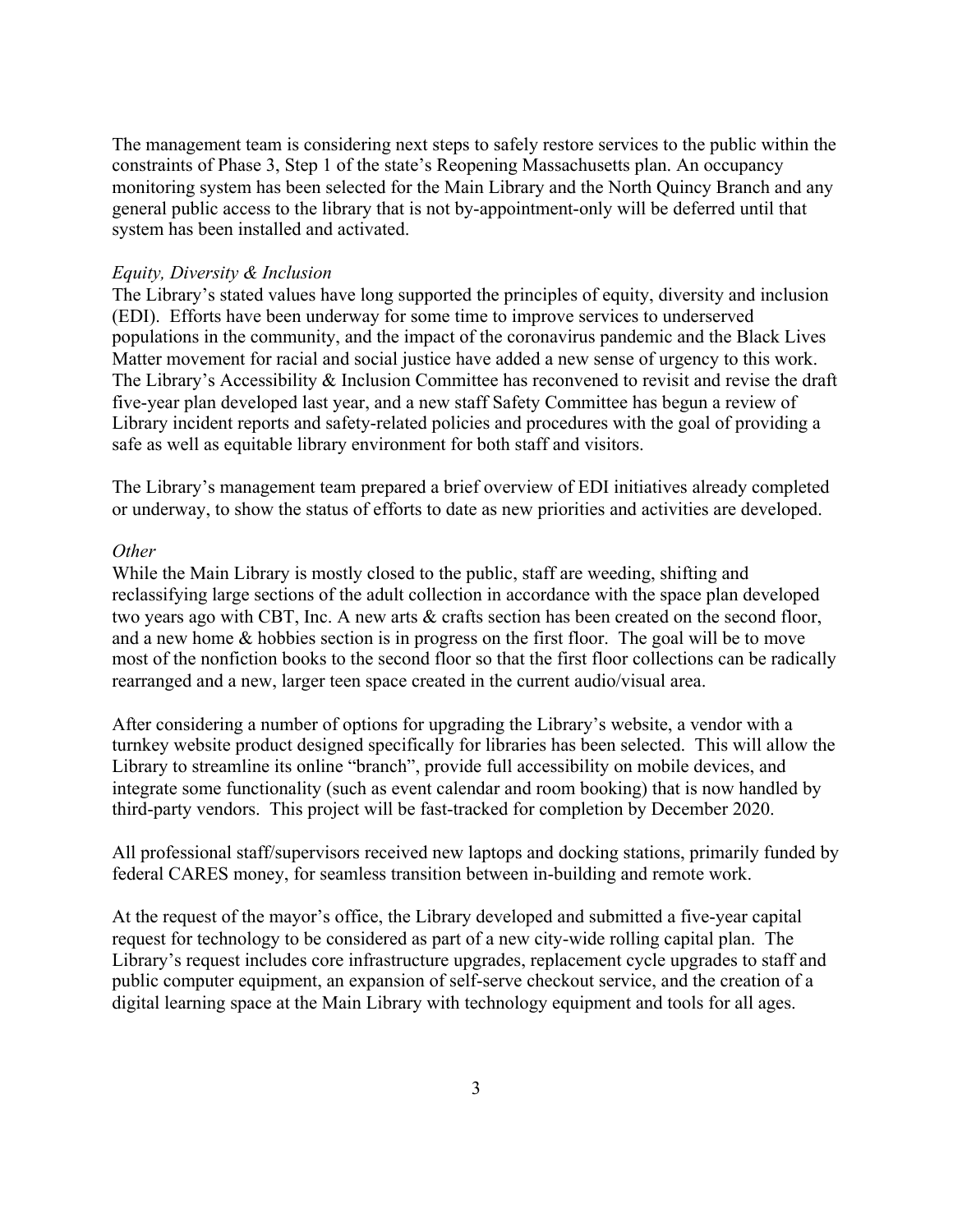The management team is considering next steps to safely restore services to the public within the constraints of Phase 3, Step 1 of the state's Reopening Massachusetts plan. An occupancy monitoring system has been selected for the Main Library and the North Quincy Branch and any general public access to the library that is not by-appointment-only will be deferred until that system has been installed and activated.

*Equity, Diversity & Inclusion*

The Library's stated values have long supported the principles of equity, diversity and inclusion (EDI). Efforts have been underway for some time to improve services to underserved populations in the community, and the impact of the coronavirus pandemic and the Black Lives Matter movement for racial and social justice have added a new sense of urgency to this work. The Library's Accessibility & Inclusion Committee has reconvened to revisit and revise the draft five-year plan developed last year, and a new staff Safety Committee has begun a review of Library incident reports and safety-related policies and procedures with the goal of providing a safe as well as equitable library environment for both staff and visitors.

The Library's management team prepared a brief overview of EDI initiatives already completed or underway, to show the status of efforts to date as new priorities and activities are developed.

*Other*

While the Main Library is mostly closed to the public, staff are weeding, shifting and reclassifying large sections of the adult collection in accordance with the space plan developed two years ago with CBT, Inc. A new arts & crafts section has been created on the second floor, and a new home & hobbies section is in progress on the first floor. The goal will be to move most of the nonfiction books to the second floor so that the first floor collections can be radically rearranged and a new, larger teen space created in the current audio/visual area.

After considering a number of options for upgrading the Library's website, a vendor with a turnkey website product designed specifically for libraries has been selected. This will allow the Library to streamline its online "branch", provide full accessibility on mobile devices, and integrate some functionality (such as event calendar and room booking) that is now handled by third-party vendors. This project will be fast-tracked for completion by December 2020.

All professional staff/supervisors received new laptops and docking stations, primarily funded by federal CARES money, for seamless transition between in-building and remote work.

At the request of the mayor's office, the Library developed and submitted a five-year capital request for technology to be considered as part of a new city-wide rolling capital plan. The Library's request includes core infrastructure upgrades, replacement cycle upgrades to staff and public computer equipment, an expansion of self-serve checkout service, and the creation of a digital learning space at the Main Library with technology equipment and tools for all ages.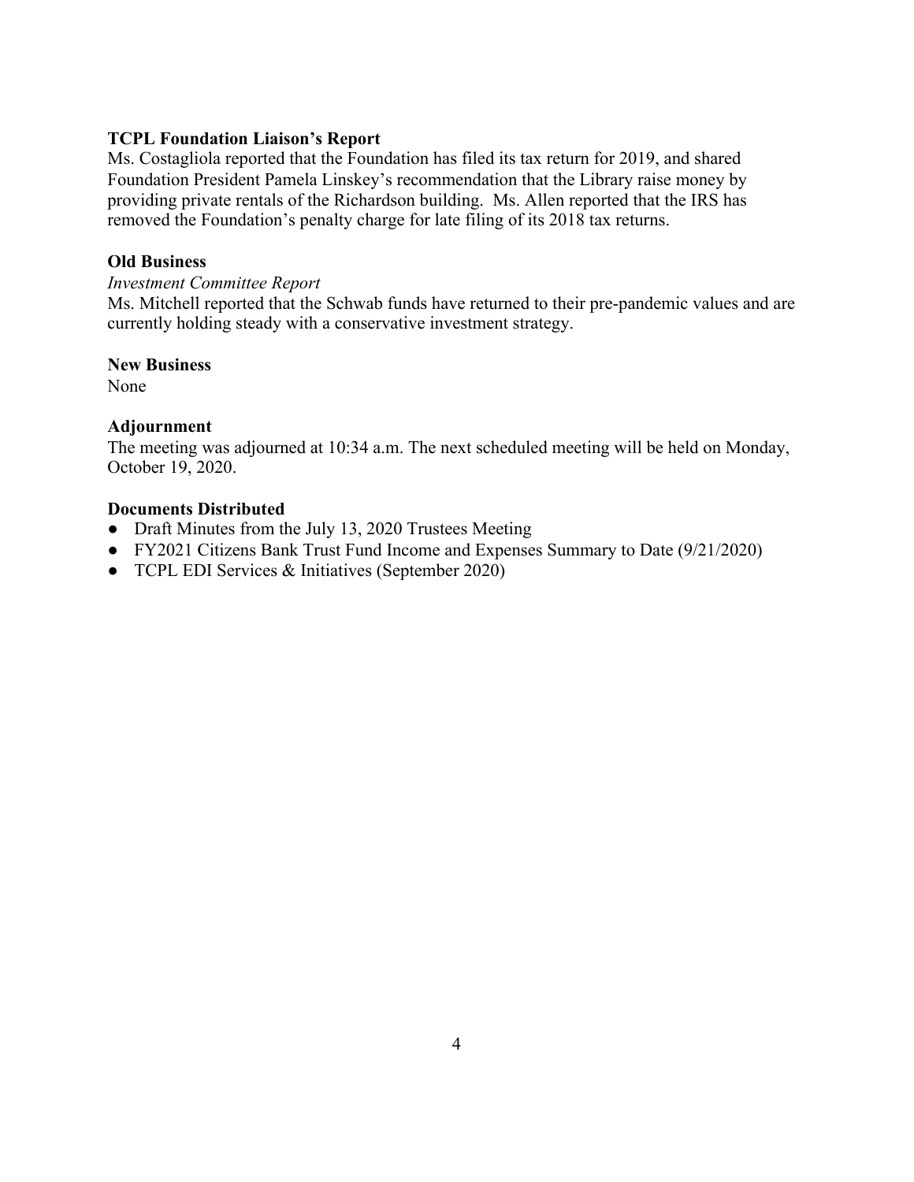**TCPL Foundation Liaison's Report**

Ms. Costagliola reported that the Foundation has filed its tax return for 2019, and shared Foundation President Pamela Linskey's recommendation that the Library raise money by providing private rentals of the Richardson building. Ms. Allen reported that the IRS has removed the Foundation's penalty charge for late filing of its 2018 tax returns.

**Old Business**

*Investment Committee Report*

Ms. Mitchell reported that the Schwab funds have returned to their pre-pandemic values and are currently holding steady with a conservative investment strategy.

**New Business**

None

**Adjournment**

The meeting was adjourned at 10:34 a.m. The next scheduled meeting will be held on Monday, October 19, 2020.

**Documents Distributed**

- Draft Minutes from the July 13, 2020 Trustees Meeting
- FY2021 Citizens Bank Trust Fund Income and Expenses Summary to Date (9/21/2020)
- TCPL EDI Services & Initiatives (September 2020)